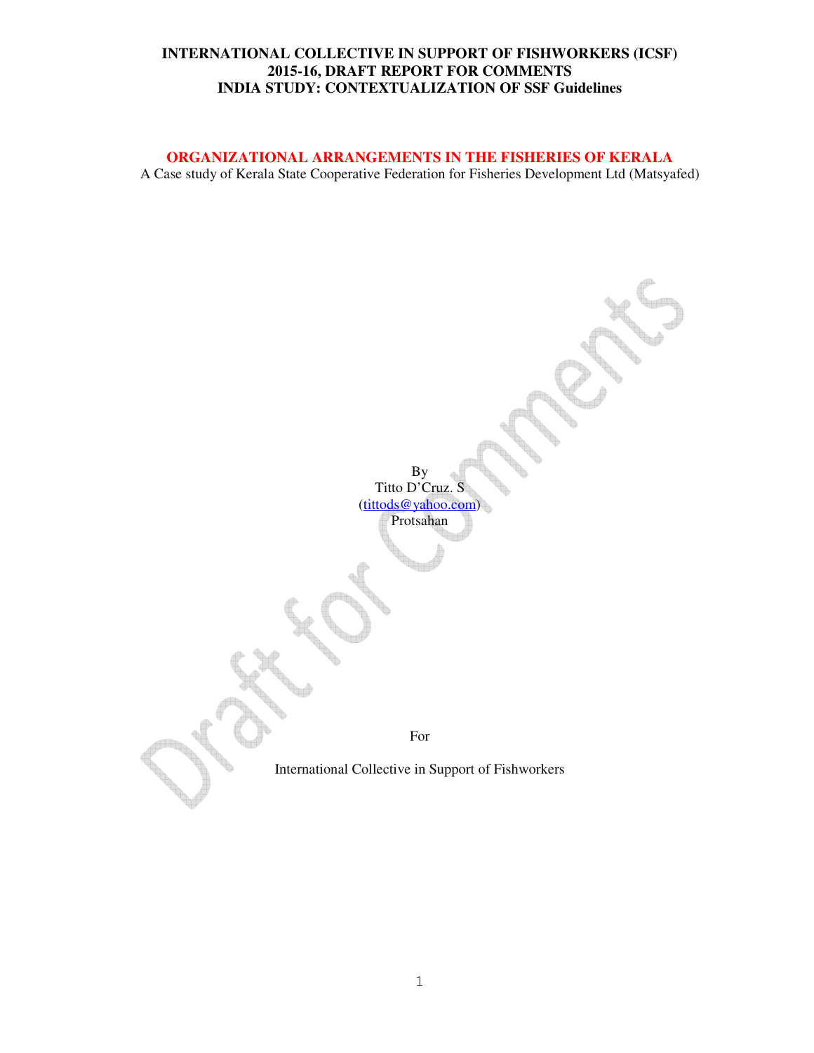**INTERNATIONAL COLLECTIVE IN SUPPORT OF FISHWORKERS (ICSF)**
**2015-16, DRAFT REPORT FOR COMMENTS**
**INDIA STUDY: CONTEXTUALIZATION OF SSF Guidelines**

# ORGANIZATIONAL ARRANGEMENTS IN THE FISHERIES OF KERALA

A Case study of Kerala State Cooperative Federation for Fisheries Development Ltd (Matsyafed)

By
Titto D'Cruz. S
(tittods@yahoo.com)
Protsahan

For

International Collective in Support of Fishworkers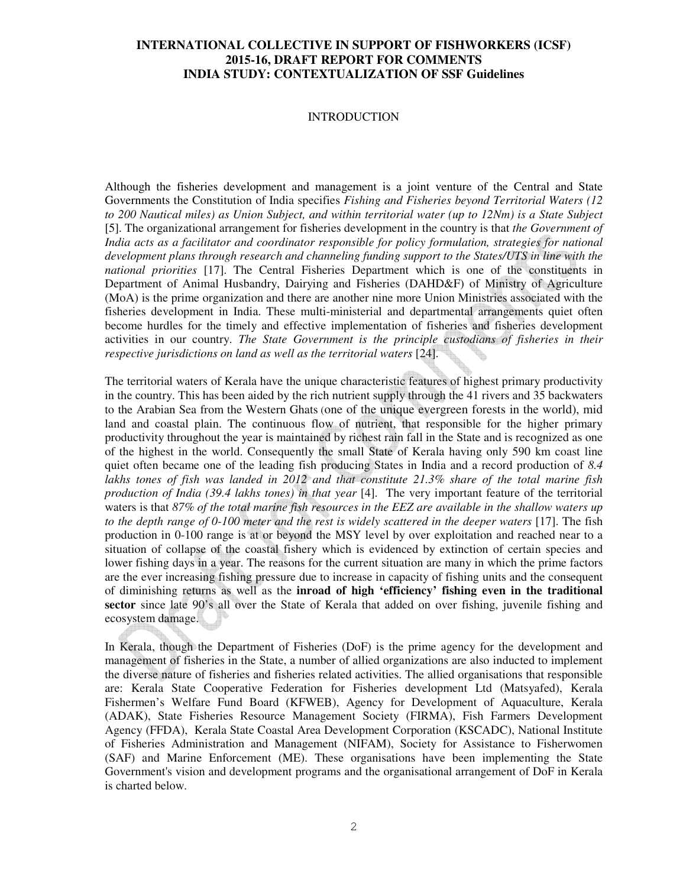**INTERNATIONAL COLLECTIVE IN SUPPORT OF FISHWORKERS (ICSF)**
**2015-16, DRAFT REPORT FOR COMMENTS**
**INDIA STUDY: CONTEXTUALIZATION OF SSF Guidelines**

## INTRODUCTION

Although the fisheries development and management is a joint venture of the Central and State Governments the Constitution of India specifies *Fishing and Fisheries beyond Territorial Waters (12 to 200 Nautical miles) as Union Subject, and within territorial water (up to 12Nm) is a State Subject* [5]. The organizational arrangement for fisheries development in the country is that *the Government of India acts as a facilitator and coordinator responsible for policy formulation, strategies for national development plans through research and channeling funding support to the States/UTS in line with the national priorities* [17]. The Central Fisheries Department which is one of the constituents in Department of Animal Husbandry, Dairying and Fisheries (DAHD&F) of Ministry of Agriculture (MoA) is the prime organization and there are another nine more Union Ministries associated with the fisheries development in India. These multi-ministerial and departmental arrangements quiet often become hurdles for the timely and effective implementation of fisheries and fisheries development activities in our country. *The State Government is the principle custodians of fisheries in their respective jurisdictions on land as well as the territorial waters* [24].

The territorial waters of Kerala have the unique characteristic features of highest primary productivity in the country. This has been aided by the rich nutrient supply through the 41 rivers and 35 backwaters to the Arabian Sea from the Western Ghats (one of the unique evergreen forests in the world), mid land and coastal plain. The continuous flow of nutrient, that responsible for the higher primary productivity throughout the year is maintained by richest rain fall in the State and is recognized as one of the highest in the world. Consequently the small State of Kerala having only 590 km coast line quiet often became one of the leading fish producing States in India and a record production of *8.4 lakhs tones of fish was landed in 2012 and that constitute 21.3% share of the total marine fish production of India (39.4 lakhs tones) in that year* [4]. The very important feature of the territorial waters is that *87% of the total marine fish resources in the EEZ are available in the shallow waters up to the depth range of 0-100 meter and the rest is widely scattered in the deeper waters* [17]. The fish production in 0-100 range is at or beyond the MSY level by over exploitation and reached near to a situation of collapse of the coastal fishery which is evidenced by extinction of certain species and lower fishing days in a year. The reasons for the current situation are many in which the prime factors are the ever increasing fishing pressure due to increase in capacity of fishing units and the consequent of diminishing returns as well as the **inroad of high 'efficiency' fishing even in the traditional sector** since late 90's all over the State of Kerala that added on over fishing, juvenile fishing and ecosystem damage.

In Kerala, though the Department of Fisheries (DoF) is the prime agency for the development and management of fisheries in the State, a number of allied organizations are also inducted to implement the diverse nature of fisheries and fisheries related activities. The allied organisations that responsible are: Kerala State Cooperative Federation for Fisheries development Ltd (Matsyafed), Kerala Fishermen's Welfare Fund Board (KFWEB), Agency for Development of Aquaculture, Kerala (ADAK), State Fisheries Resource Management Society (FIRMA), Fish Farmers Development Agency (FFDA), Kerala State Coastal Area Development Corporation (KSCADC), National Institute of Fisheries Administration and Management (NIFAM), Society for Assistance to Fisherwomen (SAF) and Marine Enforcement (ME). These organisations have been implementing the State Government's vision and development programs and the organisational arrangement of DoF in Kerala is charted below.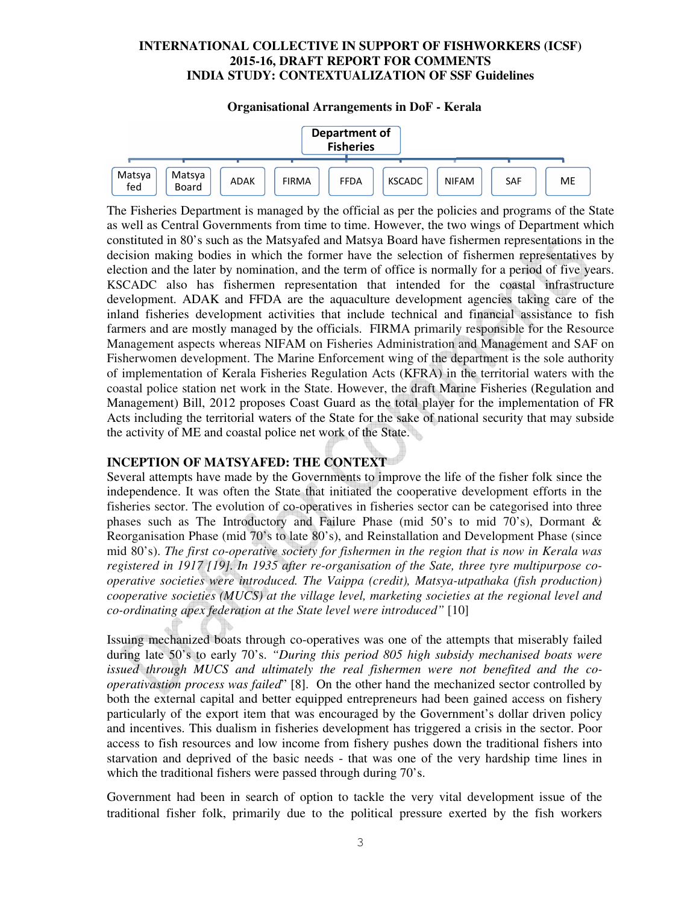**Organisational Arrangements in DoF - Kerala**

Department of Fisheries

- Matsya fed
- Matsya Board
- ADAK
- FIRMA
- FFDA
- KSCADC
- NIFAM
- SAF
- ME

The Fisheries Department is managed by the official as per the policies and programs of the State as well as Central Governments from time to time. However, the two wings of Department which constituted in 80's such as the Matsyafed and Matsya Board have fishermen representations in the decision making bodies in which the former have the selection of fishermen representatives by election and the later by nomination, and the term of office is normally for a period of five years. KSCADC also has fishermen representation that intended for the coastal infrastructure development. ADAK and FFDA are the aquaculture development agencies taking care of the inland fisheries development activities that include technical and financial assistance to fish farmers and are mostly managed by the officials. FIRMA primarily responsible for the Resource Management aspects whereas NIFAM on Fisheries Administration and Management and SAF on Fisherwomen development. The Marine Enforcement wing of the department is the sole authority of implementation of Kerala Fisheries Regulation Acts (KFRA) in the territorial waters with the coastal police station net work in the State. However, the draft Marine Fisheries (Regulation and Management) Bill, 2012 proposes Coast Guard as the total player for the implementation of FR Acts including the territorial waters of the State for the sake of national security that may subside the activity of ME and coastal police net work of the State.

## INCEPTION OF MATSYAFED: THE CONTEXT

Several attempts have made by the Governments to improve the life of the fisher folk since the independence. It was often the State that initiated the cooperative development efforts in the fisheries sector. The evolution of co-operatives in fisheries sector can be categorised into three phases such as The Introductory and Failure Phase (mid 50's to mid 70's), Dormant & Reorganisation Phase (mid 70's to late 80's), and Reinstallation and Development Phase (since mid 80's). *The first co-operative society for fishermen in the region that is now in Kerala was registered in 1917 [19]. In 1935 after re-organisation of the Sate, three tyre multipurpose co-operative societies were introduced. The Vaippa (credit), Matsya-utpathaka (fish production) cooperative societies (MUCS) at the village level, marketing societies at the regional level and co-ordinating apex federation at the State level were introduced"* [10]

Issuing mechanized boats through co-operatives was one of the attempts that miserably failed during late 50's to early 70's. *"During this period 805 high subsidy mechanised boats were issued through MUCS and ultimately the real fishermen were not benefited and the co-operativastion process was failed*" [8]. On the other hand the mechanized sector controlled by both the external capital and better equipped entrepreneurs had been gained access on fishery particularly of the export item that was encouraged by the Government's dollar driven policy and incentives. This dualism in fisheries development has triggered a crisis in the sector. Poor access to fish resources and low income from fishery pushes down the traditional fishers into starvation and deprived of the basic needs - that was one of the very hardship time lines in which the traditional fishers were passed through during 70's.

Government had been in search of option to tackle the very vital development issue of the traditional fisher folk, primarily due to the political pressure exerted by the fish workers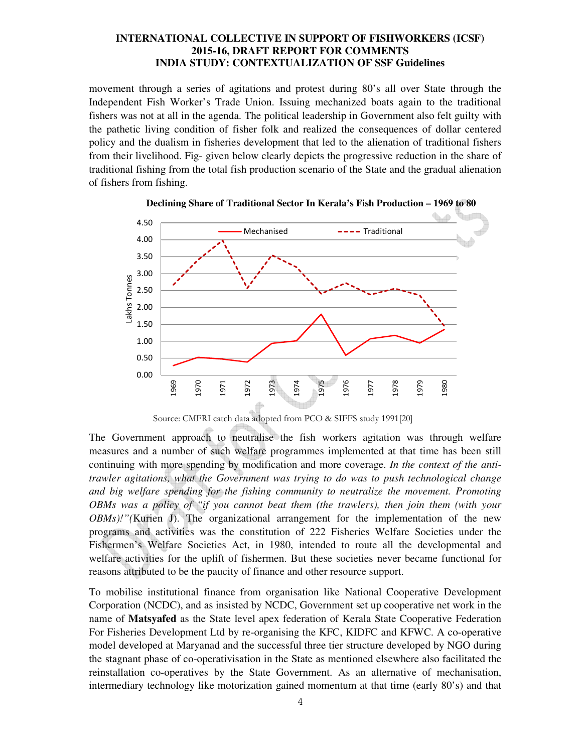movement through a series of agitations and protest during 80's all over State through the Independent Fish Worker's Trade Union. Issuing mechanized boats again to the traditional fishers was not at all in the agenda. The political leadership in Government also felt guilty with the pathetic living condition of fisher folk and realized the consequences of dollar centered policy and the dualism in fisheries development that led to the alienation of traditional fishers from their livelihood. Fig- given below clearly depicts the progressive reduction in the share of traditional fishing from the total fish production scenario of the State and the gradual alienation of fishers from fishing.

**Declining Share of Traditional Sector In Kerala's Fish Production – 1969 to 80**

Source: CMFRI catch data adopted from PCO & SIFFS study 1991[20]

The Government approach to neutralise the fish workers agitation was through welfare measures and a number of such welfare programmes implemented at that time has been still continuing with more spending by modification and more coverage. *In the context of the anti-trawler agitations, what the Government was trying to do was to push technological change and big welfare spending for the fishing community to neutralize the movement. Promoting OBMs was a policy of "if you cannot beat them (the trawlers), then join them (with your OBMs)!"*(Kurien J). The organizational arrangement for the implementation of the new programs and activities was the constitution of 222 Fisheries Welfare Societies under the Fishermen's Welfare Societies Act, in 1980, intended to route all the developmental and welfare activities for the uplift of fishermen. But these societies never became functional for reasons attributed to be the paucity of finance and other resource support.

To mobilise institutional finance from organisation like National Cooperative Development Corporation (NCDC), and as insisted by NCDC, Government set up cooperative net work in the name of **Matsyafed** as the State level apex federation of Kerala State Cooperative Federation For Fisheries Development Ltd by re-organising the KFC, KIDFC and KFWC. A co-operative model developed at Maryanad and the successful three tier structure developed by NGO during the stagnant phase of co-operativisation in the State as mentioned elsewhere also facilitated the reinstallation co-operatives by the State Government. As an alternative of mechanisation, intermediary technology like motorization gained momentum at that time (early 80's) and that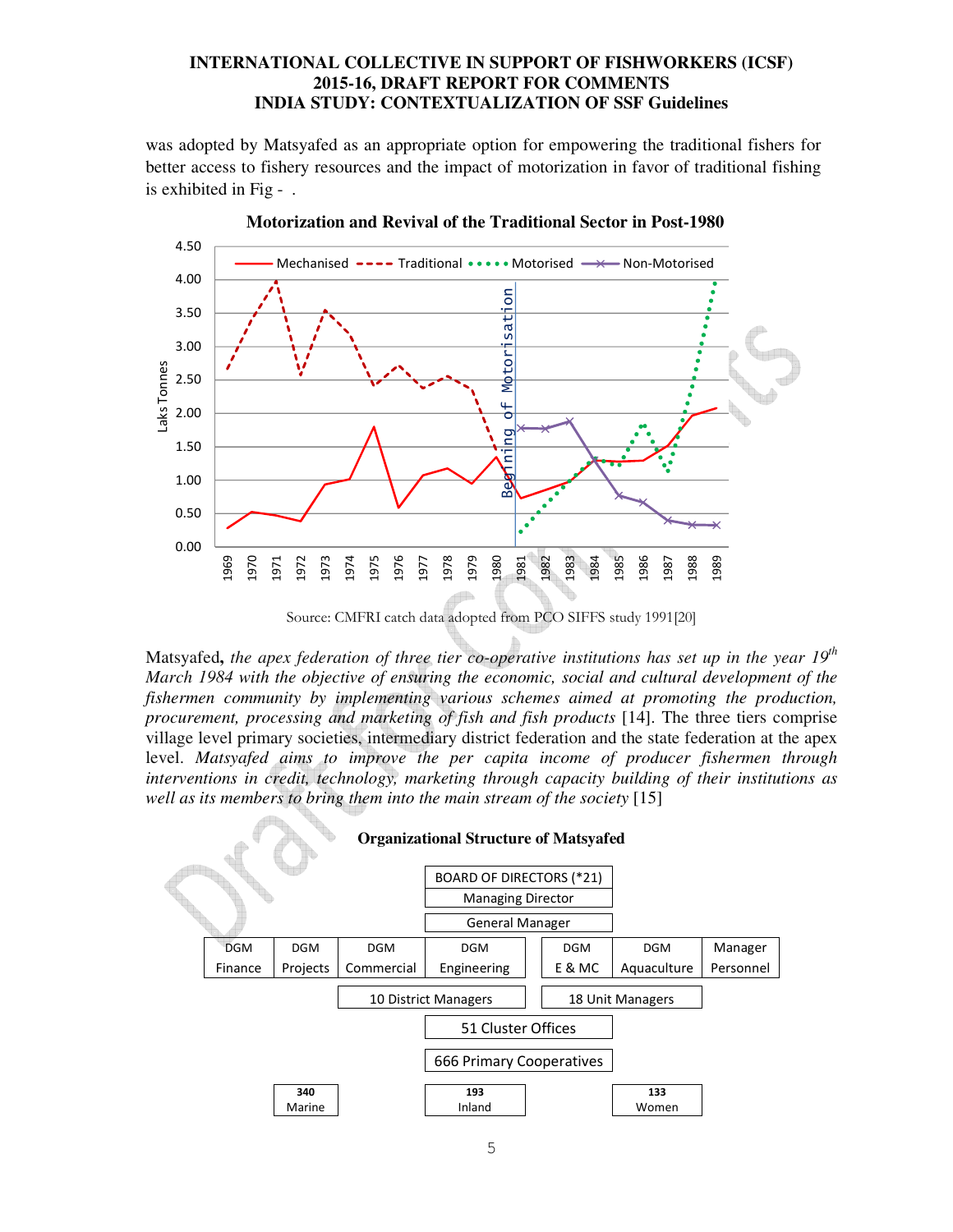was adopted by Matsyafed as an appropriate option for empowering the traditional fishers for better access to fishery resources and the impact of motorization in favor of traditional fishing is exhibited in Fig - .

**Motorization and Revival of the Traditional Sector in Post-1980**

Source: CMFRI catch data adopted from PCO SIFFS study 1991[20]

Matsyafed**,** *the apex federation of three tier co-operative institutions has set up in the year 19th March 1984 with the objective of ensuring the economic, social and cultural development of the fishermen community by implementing various schemes aimed at promoting the production, procurement, processing and marketing of fish and fish products* [14]. The three tiers comprise village level primary societies, intermediary district federation and the state federation at the apex level. *Matsyafed aims to improve the per capita income of producer fishermen through interventions in credit, technology, marketing through capacity building of their institutions as well as its members to bring them into the main stream of the society* [15]

**Organizational Structure of Matsyafed**

- BOARD OF DIRECTORS (*21)
- Managing Director
- General Manager
- DGM Finance | DGM Projects | DGM Commercial | DGM Engineering | DGM E & MC | DGM Aquaculture | Manager Personnel
- 10 District Managers | 18 Unit Managers
- 51 Cluster Offices
- 666 Primary Cooperatives
- 340 Marine | 193 Inland | 133 Women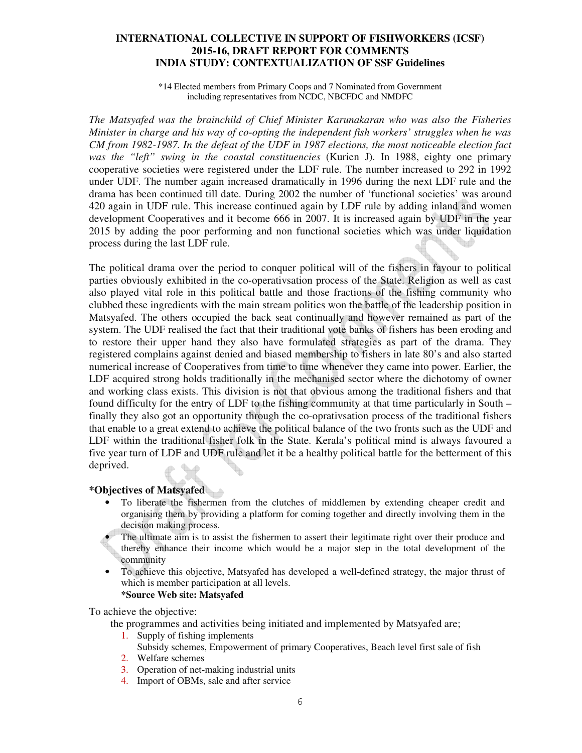*14 Elected members from Primary Coops and 7 Nominated from Government including representatives from NCDC, NBCFDC and NMDFC

*The Matsyafed was the brainchild of Chief Minister Karunakaran who was also the Fisheries Minister in charge and his way of co-opting the independent fish workers' struggles when he was CM from 1982-1987. In the defeat of the UDF in 1987 elections, the most noticeable election fact was the "left" swing in the coastal constituencies* (Kurien J). In 1988, eighty one primary cooperative societies were registered under the LDF rule. The number increased to 292 in 1992 under UDF. The number again increased dramatically in 1996 during the next LDF rule and the drama has been continued till date. During 2002 the number of 'functional societies' was around 420 again in UDF rule. This increase continued again by LDF rule by adding inland and women development Cooperatives and it become 666 in 2007. It is increased again by UDF in the year 2015 by adding the poor performing and non functional societies which was under liquidation process during the last LDF rule.

The political drama over the period to conquer political will of the fishers in favour to political parties obviously exhibited in the co-operativsation process of the State. Religion as well as cast also played vital role in this political battle and those fractions of the fishing community who clubbed these ingredients with the main stream politics won the battle of the leadership position in Matsyafed. The others occupied the back seat continually and however remained as part of the system. The UDF realised the fact that their traditional vote banks of fishers has been eroding and to restore their upper hand they also have formulated strategies as part of the drama. They registered complains against denied and biased membership to fishers in late 80's and also started numerical increase of Cooperatives from time to time whenever they came into power. Earlier, the LDF acquired strong holds traditionally in the mechanised sector where the dichotomy of owner and working class exists. This division is not that obvious among the traditional fishers and that found difficulty for the entry of LDF to the fishing community at that time particularly in South – finally they also got an opportunity through the co-oprativsation process of the traditional fishers that enable to a great extend to achieve the political balance of the two fronts such as the UDF and LDF within the traditional fisher folk in the State. Kerala's political mind is always favoured a five year turn of LDF and UDF rule and let it be a healthy political battle for the betterment of this deprived.

**\*Objectives of Matsyafed**

- To liberate the fishermen from the clutches of middlemen by extending cheaper credit and organising them by providing a platform for coming together and directly involving them in the decision making process.
- The ultimate aim is to assist the fishermen to assert their legitimate right over their produce and thereby enhance their income which would be a major step in the total development of the community
- To achieve this objective, Matsyafed has developed a well-defined strategy, the major thrust of which is member participation at all levels.

  **\*Source Web site: Matsyafed**

To achieve the objective:

the programmes and activities being initiated and implemented by Matsyafed are;

1. Supply of fishing implements
   Subsidy schemes, Empowerment of primary Cooperatives, Beach level first sale of fish
2. Welfare schemes
3. Operation of net-making industrial units
4. Import of OBMs, sale and after service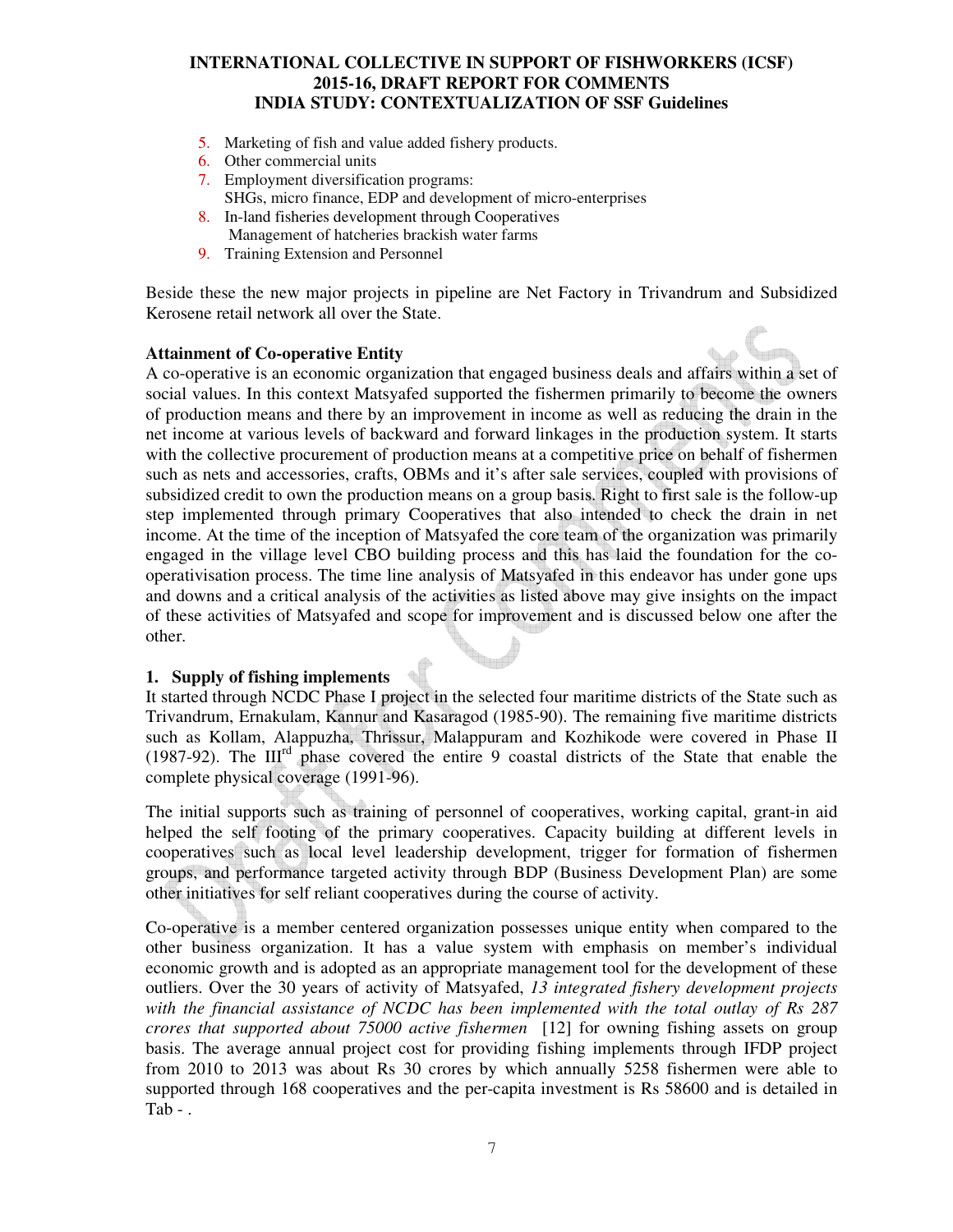5. Marketing of fish and value added fishery products.
6. Other commercial units
7. Employment diversification programs:
   SHGs, micro finance, EDP and development of micro-enterprises
8. In-land fisheries development through Cooperatives
   Management of hatcheries brackish water farms
9. Training Extension and Personnel

Beside these the new major projects in pipeline are Net Factory in Trivandrum and Subsidized Kerosene retail network all over the State.

**Attainment of Co-operative Entity**

A co-operative is an economic organization that engaged business deals and affairs within a set of social values. In this context Matsyafed supported the fishermen primarily to become the owners of production means and there by an improvement in income as well as reducing the drain in the net income at various levels of backward and forward linkages in the production system. It starts with the collective procurement of production means at a competitive price on behalf of fishermen such as nets and accessories, crafts, OBMs and it's after sale services, coupled with provisions of subsidized credit to own the production means on a group basis. Right to first sale is the follow-up step implemented through primary Cooperatives that also intended to check the drain in net income. At the time of the inception of Matsyafed the core team of the organization was primarily engaged in the village level CBO building process and this has laid the foundation for the co-operativisation process. The time line analysis of Matsyafed in this endeavor has under gone ups and downs and a critical analysis of the activities as listed above may give insights on the impact of these activities of Matsyafed and scope for improvement and is discussed below one after the other.

**1. Supply of fishing implements**

It started through NCDC Phase I project in the selected four maritime districts of the State such as Trivandrum, Ernakulam, Kannur and Kasaragod (1985-90). The remaining five maritime districts such as Kollam, Alappuzha, Thrissur, Malappuram and Kozhikode were covered in Phase II (1987-92). The III[rd] phase covered the entire 9 coastal districts of the State that enable the complete physical coverage (1991-96).

The initial supports such as training of personnel of cooperatives, working capital, grant-in aid helped the self footing of the primary cooperatives. Capacity building at different levels in cooperatives such as local level leadership development, trigger for formation of fishermen groups, and performance targeted activity through BDP (Business Development Plan) are some other initiatives for self reliant cooperatives during the course of activity.

Co-operative is a member centered organization possesses unique entity when compared to the other business organization. It has a value system with emphasis on member's individual economic growth and is adopted as an appropriate management tool for the development of these outliers. Over the 30 years of activity of Matsyafed, *13 integrated fishery development projects with the financial assistance of NCDC has been implemented with the total outlay of Rs 287 crores that supported about 75000 active fishermen* [12] for owning fishing assets on group basis. The average annual project cost for providing fishing implements through IFDP project from 2010 to 2013 was about Rs 30 crores by which annually 5258 fishermen were able to supported through 168 cooperatives and the per-capita investment is Rs 58600 and is detailed in Tab - .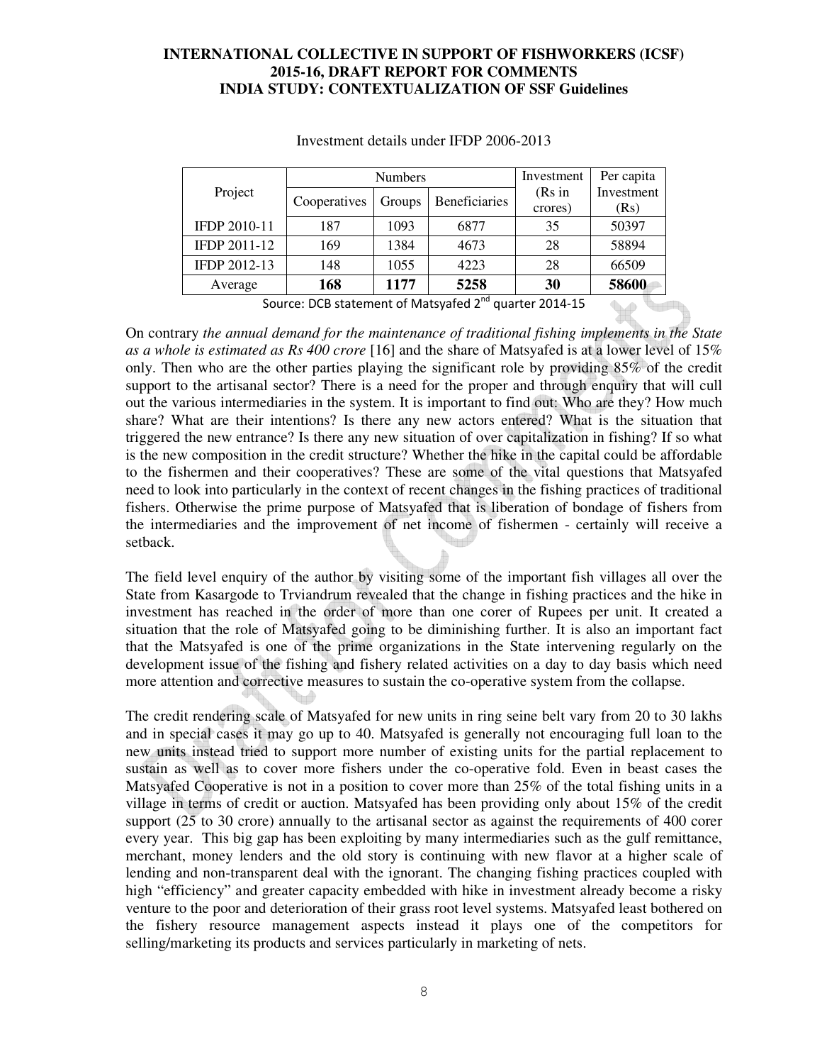Investment details under IFDP 2006-2013

| Project | Numbers | | | Investment (Rs in crores) | Per capita Investment (Rs) |
|---|---|---|---|---|---|
| | Cooperatives | Groups | Beneficiaries | | |
| IFDP 2010-11 | 187 | 1093 | 6877 | 35 | 50397 |
| IFDP 2011-12 | 169 | 1384 | 4673 | 28 | 58894 |
| IFDP 2012-13 | 148 | 1055 | 4223 | 28 | 66509 |
| Average | **168** | **1177** | **5258** | **30** | **58600** |

Source: DCB statement of Matsyafed 2nd quarter 2014-15

On contrary *the annual demand for the maintenance of traditional fishing implements in the State as a whole is estimated as Rs 400 crore* [16] and the share of Matsyafed is at a lower level of 15% only. Then who are the other parties playing the significant role by providing 85% of the credit support to the artisanal sector? There is a need for the proper and through enquiry that will cull out the various intermediaries in the system. It is important to find out: Who are they? How much share? What are their intentions? Is there any new actors entered? What is the situation that triggered the new entrance? Is there any new situation of over capitalization in fishing? If so what is the new composition in the credit structure? Whether the hike in the capital could be affordable to the fishermen and their cooperatives? These are some of the vital questions that Matsyafed need to look into particularly in the context of recent changes in the fishing practices of traditional fishers. Otherwise the prime purpose of Matsyafed that is liberation of bondage of fishers from the intermediaries and the improvement of net income of fishermen - certainly will receive a setback.

The field level enquiry of the author by visiting some of the important fish villages all over the State from Kasargode to Trviandrum revealed that the change in fishing practices and the hike in investment has reached in the order of more than one corer of Rupees per unit. It created a situation that the role of Matsyafed going to be diminishing further. It is also an important fact that the Matsyafed is one of the prime organizations in the State intervening regularly on the development issue of the fishing and fishery related activities on a day to day basis which need more attention and corrective measures to sustain the co-operative system from the collapse.

The credit rendering scale of Matsyafed for new units in ring seine belt vary from 20 to 30 lakhs and in special cases it may go up to 40. Matsyafed is generally not encouraging full loan to the new units instead tried to support more number of existing units for the partial replacement to sustain as well as to cover more fishers under the co-operative fold. Even in beast cases the Matsyafed Cooperative is not in a position to cover more than 25% of the total fishing units in a village in terms of credit or auction. Matsyafed has been providing only about 15% of the credit support (25 to 30 crore) annually to the artisanal sector as against the requirements of 400 corer every year. This big gap has been exploiting by many intermediaries such as the gulf remittance, merchant, money lenders and the old story is continuing with new flavor at a higher scale of lending and non-transparent deal with the ignorant. The changing fishing practices coupled with high "efficiency" and greater capacity embedded with hike in investment already become a risky venture to the poor and deterioration of their grass root level systems. Matsyafed least bothered on the fishery resource management aspects instead it plays one of the competitors for selling/marketing its products and services particularly in marketing of nets.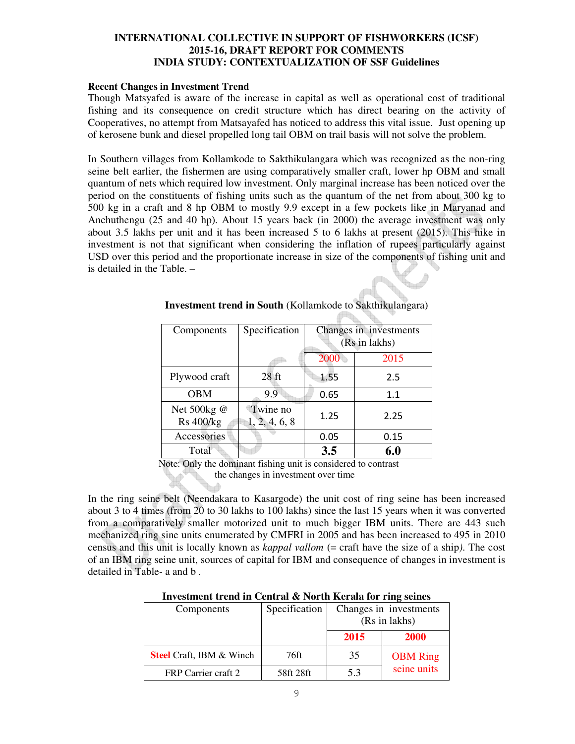**INTERNATIONAL COLLECTIVE IN SUPPORT OF FISHWORKERS (ICSF)**
**2015-16, DRAFT REPORT FOR COMMENTS**
**INDIA STUDY: CONTEXTUALIZATION OF SSF Guidelines**

### Recent Changes in Investment Trend

Though Matsyafed is aware of the increase in capital as well as operational cost of traditional fishing and its consequence on credit structure which has direct bearing on the activity of Cooperatives, no attempt from Matsayafed has noticed to address this vital issue. Just opening up of kerosene bunk and diesel propelled long tail OBM on trail basis will not solve the problem.

In Southern villages from Kollamkode to Sakthikulangara which was recognized as the non-ring seine belt earlier, the fishermen are using comparatively smaller craft, lower hp OBM and small quantum of nets which required low investment. Only marginal increase has been noticed over the period on the constituents of fishing units such as the quantum of the net from about 300 kg to 500 kg in a craft and 8 hp OBM to mostly 9.9 except in a few pockets like in Maryanad and Anchuthengu (25 and 40 hp). About 15 years back (in 2000) the average investment was only about 3.5 lakhs per unit and it has been increased 5 to 6 lakhs at present (2015). This hike in investment is not that significant when considering the inflation of rupees particularly against USD over this period and the proportionate increase in size of the components of fishing unit and is detailed in the Table. –

**Investment trend in South** (Kollamkode to Sakthikulangara)

| Components | Specification | Changes in investments (Rs in lakhs) | |
|---|---|---|---|
| | | 2000 | 2015 |
| Plywood craft | 28 ft | 1.55 | 2.5 |
| OBM | 9.9 | 0.65 | 1.1 |
| Net 500kg @ Rs 400/kg | Twine no 1, 2, 4, 6, 8 | 1.25 | 2.25 |
| Accessories | | 0.05 | 0.15 |
| Total | | **3.5** | **6.0** |

Note: Only the dominant fishing unit is considered to contrast the changes in investment over time

In the ring seine belt (Neendakara to Kasargode) the unit cost of ring seine has been increased about 3 to 4 times (from 20 to 30 lakhs to 100 lakhs) since the last 15 years when it was converted from a comparatively smaller motorized unit to much bigger IBM units. There are 443 such mechanized ring sine units enumerated by CMFRI in 2005 and has been increased to 495 in 2010 census and this unit is locally known as *kappal vallom* (= craft have the size of a ship*)*. The cost of an IBM ring seine unit, sources of capital for IBM and consequence of changes in investment is detailed in Table- a and b .

**Investment trend in Central & North Kerala for ring seines**

| Components | Specification | Changes in investments (Rs in lakhs) | |
|---|---|---|---|
| | | **2015** | **2000** |
| **Steel** Craft, IBM & Winch | 76ft | 35 | OBM Ring seine units |
| FRP Carrier craft 2 | 58ft 28ft | 5.3 | |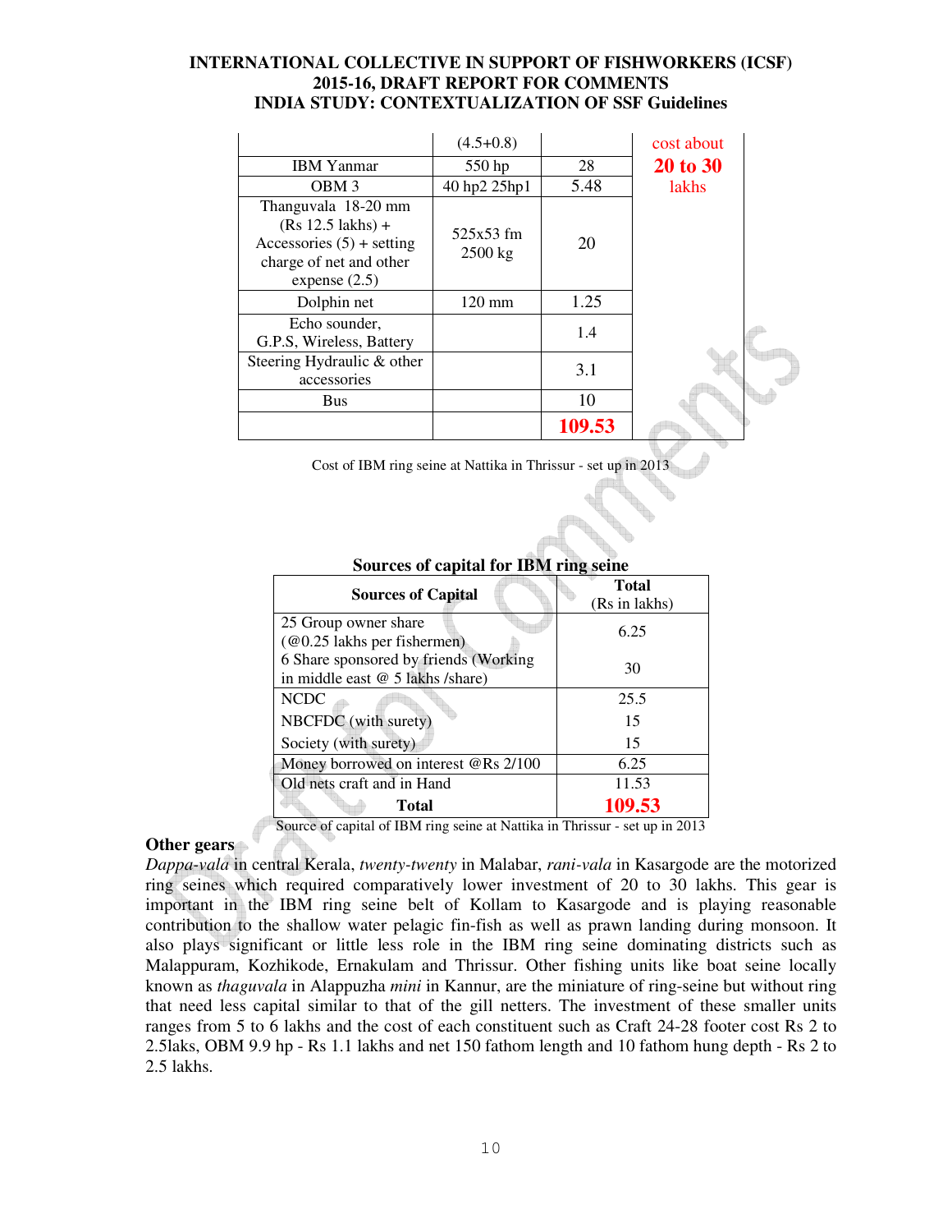|  | (4.5+0.8) |  | cost about **20 to 30** lakhs |
|---|---|---|---|
| IBM Yanmar | 550 hp | 28 |  |
| OBM 3 | 40 hp2 25hp1 | 5.48 |  |
| Thanguvala 18-20 mm (Rs 12.5 lakhs) + Accessories (5) + setting charge of net and other expense (2.5) | 525x53 fm 2500 kg | 20 |  |
| Dolphin net | 120 mm | 1.25 |  |
| Echo sounder, G.P.S, Wireless, Battery |  | 1.4 |  |
| Steering Hydraulic & other accessories |  | 3.1 |  |
| Bus |  | 10 |  |
|  |  | **109.53** |  |

Cost of IBM ring seine at Nattika in Thrissur - set up in 2013

**Sources of capital for IBM ring seine**

| Sources of Capital | Total (Rs in lakhs) |
|---|---|
| 25 Group owner share (@0.25 lakhs per fishermen) | 6.25 |
| 6 Share sponsored by friends (Working in middle east @ 5 lakhs /share) | 30 |
| NCDC | 25.5 |
| NBCFDC (with surety) | 15 |
| Society (with surety) | 15 |
| Money borrowed on interest @Rs 2/100 | 6.25 |
| Old nets craft and in Hand | 11.53 |
| **Total** | **109.53** |

Source of capital of IBM ring seine at Nattika in Thrissur - set up in 2013

**Other gears**

*Dappa-vala* in central Kerala, *twenty-twenty* in Malabar, *rani-vala* in Kasargode are the motorized ring seines which required comparatively lower investment of 20 to 30 lakhs. This gear is important in the IBM ring seine belt of Kollam to Kasargode and is playing reasonable contribution to the shallow water pelagic fin-fish as well as prawn landing during monsoon. It also plays significant or little less role in the IBM ring seine dominating districts such as Malappuram, Kozhikode, Ernakulam and Thrissur. Other fishing units like boat seine locally known as *thaguvala* in Alappuzha *mini* in Kannur, are the miniature of ring-seine but without ring that need less capital similar to that of the gill netters. The investment of these smaller units ranges from 5 to 6 lakhs and the cost of each constituent such as Craft 24-28 footer cost Rs 2 to 2.5laks, OBM 9.9 hp - Rs 1.1 lakhs and net 150 fathom length and 10 fathom hung depth - Rs 2 to 2.5 lakhs.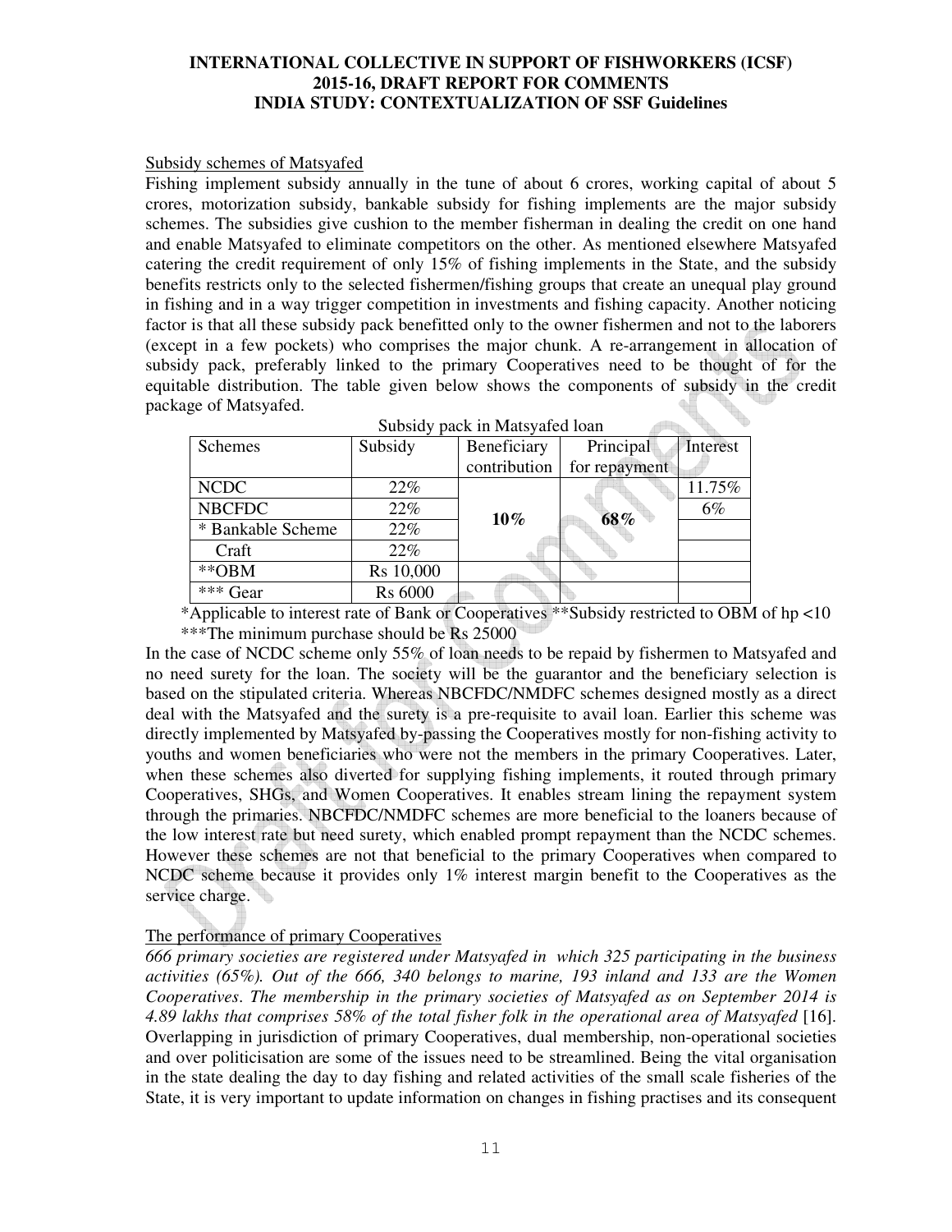Subsidy schemes of Matsyafed

Fishing implement subsidy annually in the tune of about 6 crores, working capital of about 5 crores, motorization subsidy, bankable subsidy for fishing implements are the major subsidy schemes. The subsidies give cushion to the member fisherman in dealing the credit on one hand and enable Matsyafed to eliminate competitors on the other. As mentioned elsewhere Matsyafed catering the credit requirement of only 15% of fishing implements in the State, and the subsidy benefits restricts only to the selected fishermen/fishing groups that create an unequal play ground in fishing and in a way trigger competition in investments and fishing capacity. Another noticing factor is that all these subsidy pack benefitted only to the owner fishermen and not to the laborers (except in a few pockets) who comprises the major chunk. A re-arrangement in allocation of subsidy pack, preferably linked to the primary Cooperatives need to be thought of for the equitable distribution. The table given below shows the components of subsidy in the credit package of Matsyafed.

Subsidy pack in Matsyafed loan

| Schemes | Subsidy | Beneficiary contribution | Principal for repayment | Interest |
|---|---|---|---|---|
| NCDC | 22% | **10%** | **68%** | 11.75% |
| NBCFDC | 22% | | | 6% |
| * Bankable Scheme | 22% | | | |
| Craft | 22% | | | |
| **OBM | Rs 10,000 | | | |
| *** Gear | Rs 6000 | | | |

*Applicable to interest rate of Bank or Cooperatives **Subsidy restricted to OBM of hp <10
***The minimum purchase should be Rs 25000

In the case of NCDC scheme only 55% of loan needs to be repaid by fishermen to Matsyafed and no need surety for the loan. The society will be the guarantor and the beneficiary selection is based on the stipulated criteria. Whereas NBCFDC/NMDFC schemes designed mostly as a direct deal with the Matsyafed and the surety is a pre-requisite to avail loan. Earlier this scheme was directly implemented by Matsyafed by-passing the Cooperatives mostly for non-fishing activity to youths and women beneficiaries who were not the members in the primary Cooperatives. Later, when these schemes also diverted for supplying fishing implements, it routed through primary Cooperatives, SHGs, and Women Cooperatives. It enables stream lining the repayment system through the primaries. NBCFDC/NMDFC schemes are more beneficial to the loaners because of the low interest rate but need surety, which enabled prompt repayment than the NCDC schemes. However these schemes are not that beneficial to the primary Cooperatives when compared to NCDC scheme because it provides only 1% interest margin benefit to the Cooperatives as the service charge.

The performance of primary Cooperatives

*666 primary societies are registered under Matsyafed in which 325 participating in the business activities (65%). Out of the 666, 340 belongs to marine, 193 inland and 133 are the Women Cooperatives. The membership in the primary societies of Matsyafed as on September 2014 is 4.89 lakhs that comprises 58% of the total fisher folk in the operational area of Matsyafed* [16]. Overlapping in jurisdiction of primary Cooperatives, dual membership, non-operational societies and over politicisation are some of the issues need to be streamlined. Being the vital organisation in the state dealing the day to day fishing and related activities of the small scale fisheries of the State, it is very important to update information on changes in fishing practises and its consequent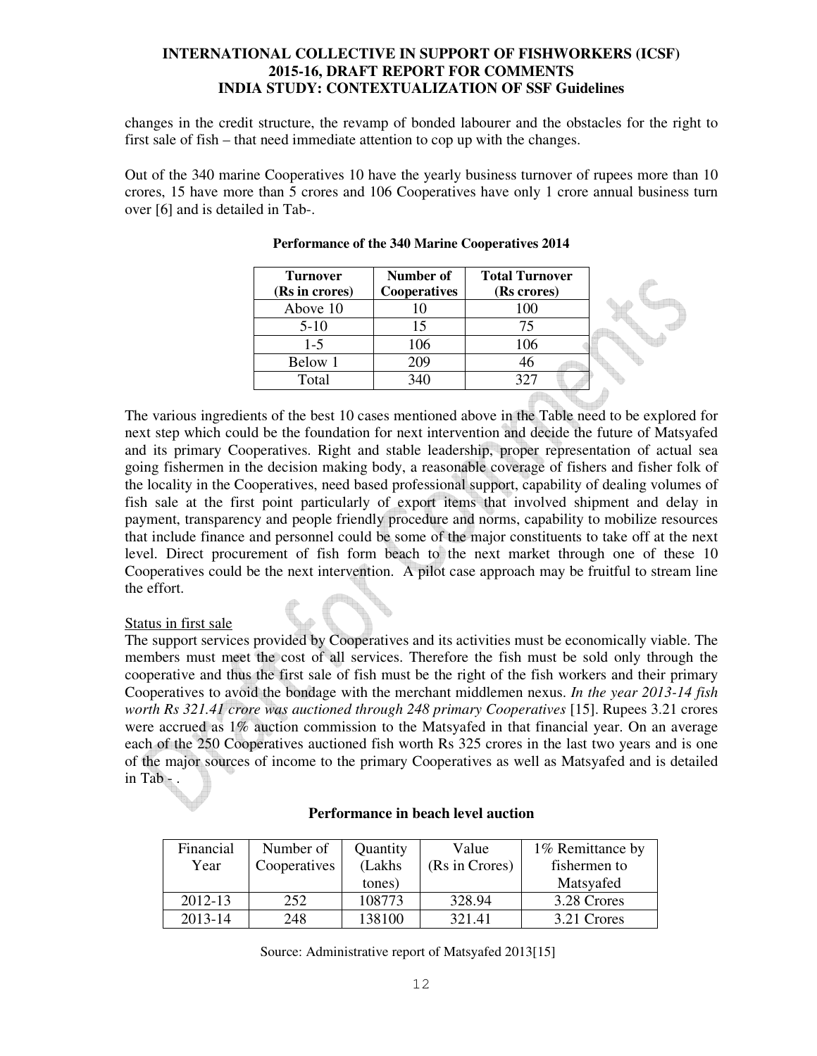changes in the credit structure, the revamp of bonded labourer and the obstacles for the right to first sale of fish – that need immediate attention to cop up with the changes.

Out of the 340 marine Cooperatives 10 have the yearly business turnover of rupees more than 10 crores, 15 have more than 5 crores and 106 Cooperatives have only 1 crore annual business turn over [6] and is detailed in Tab-.

**Performance of the 340 Marine Cooperatives 2014**

| Turnover (Rs in crores) | Number of Cooperatives | Total Turnover (Rs crores) |
|---|---|---|
| Above 10 | 10 | 100 |
| 5-10 | 15 | 75 |
| 1-5 | 106 | 106 |
| Below 1 | 209 | 46 |
| Total | 340 | 327 |

The various ingredients of the best 10 cases mentioned above in the Table need to be explored for next step which could be the foundation for next intervention and decide the future of Matsyafed and its primary Cooperatives. Right and stable leadership, proper representation of actual sea going fishermen in the decision making body, a reasonable coverage of fishers and fisher folk of the locality in the Cooperatives, need based professional support, capability of dealing volumes of fish sale at the first point particularly of export items that involved shipment and delay in payment, transparency and people friendly procedure and norms, capability to mobilize resources that include finance and personnel could be some of the major constituents to take off at the next level. Direct procurement of fish form beach to the next market through one of these 10 Cooperatives could be the next intervention. A pilot case approach may be fruitful to stream line the effort.

Status in first sale

The support services provided by Cooperatives and its activities must be economically viable. The members must meet the cost of all services. Therefore the fish must be sold only through the cooperative and thus the first sale of fish must be the right of the fish workers and their primary Cooperatives to avoid the bondage with the merchant middlemen nexus. *In the year 2013-14 fish worth Rs 321.41 crore was auctioned through 248 primary Cooperatives* [15]. Rupees 3.21 crores were accrued as 1% auction commission to the Matsyafed in that financial year. On an average each of the 250 Cooperatives auctioned fish worth Rs 325 crores in the last two years and is one of the major sources of income to the primary Cooperatives as well as Matsyafed and is detailed in Tab - .

**Performance in beach level auction**

| Financial Year | Number of Cooperatives | Quantity (Lakhs tones) | Value (Rs in Crores) | 1% Remittance by fishermen to Matsyafed |
|---|---|---|---|---|
| 2012-13 | 252 | 108773 | 328.94 | 3.28 Crores |
| 2013-14 | 248 | 138100 | 321.41 | 3.21 Crores |

Source: Administrative report of Matsyafed 2013[15]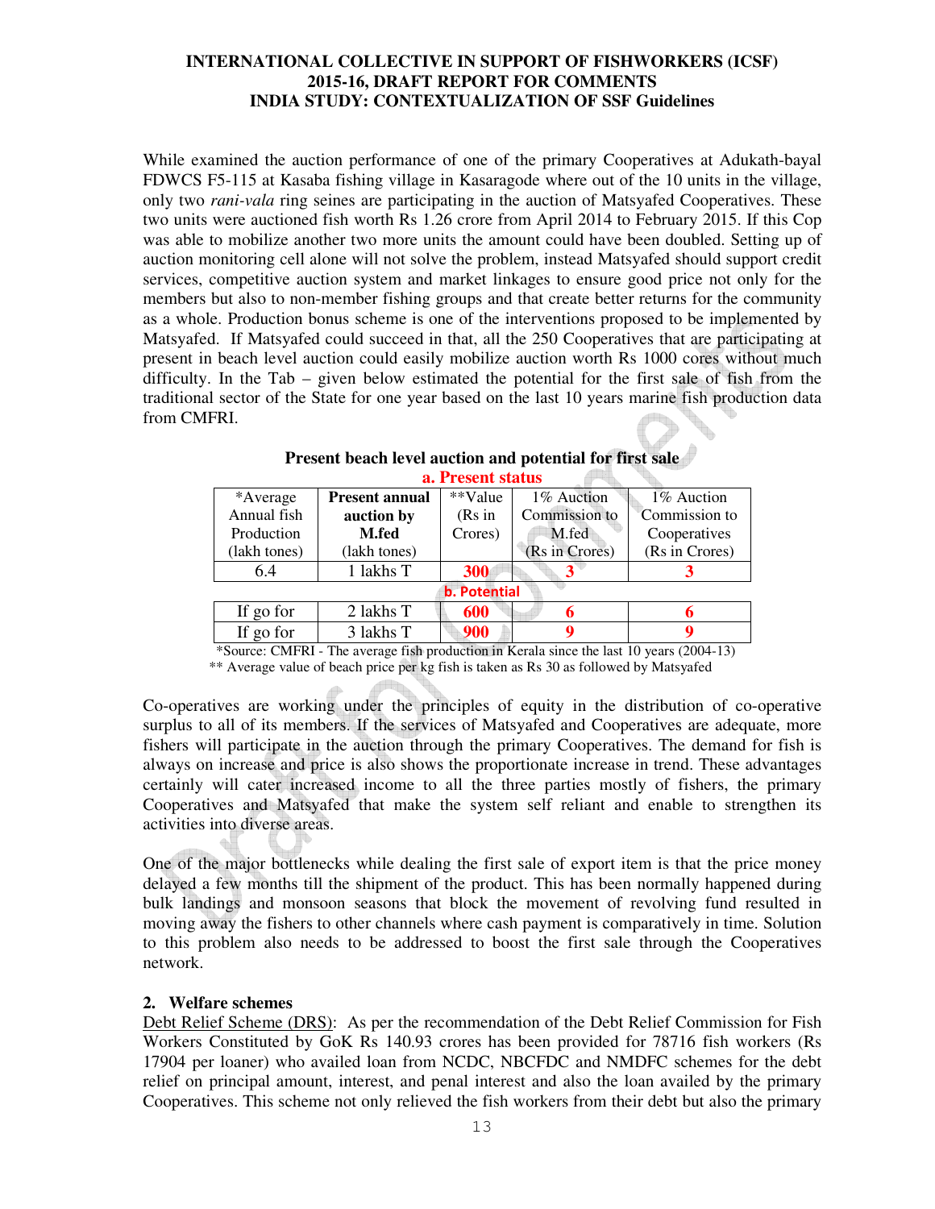While examined the auction performance of one of the primary Cooperatives at Adukath-bayal FDWCS F5-115 at Kasaba fishing village in Kasaragode where out of the 10 units in the village, only two *rani-vala* ring seines are participating in the auction of Matsyafed Cooperatives. These two units were auctioned fish worth Rs 1.26 crore from April 2014 to February 2015. If this Cop was able to mobilize another two more units the amount could have been doubled. Setting up of auction monitoring cell alone will not solve the problem, instead Matsyafed should support credit services, competitive auction system and market linkages to ensure good price not only for the members but also to non-member fishing groups and that create better returns for the community as a whole. Production bonus scheme is one of the interventions proposed to be implemented by Matsyafed. If Matsyafed could succeed in that, all the 250 Cooperatives that are participating at present in beach level auction could easily mobilize auction worth Rs 1000 cores without much difficulty. In the Tab – given below estimated the potential for the first sale of fish from the traditional sector of the State for one year based on the last 10 years marine fish production data from CMFRI.

**Present beach level auction and potential for first sale**

| *Average Annual fish Production (lakh tones) | **Present annual auction by M.fed** (lakh tones) | **Value (Rs in Crores) | 1% Auction Commission to M.fed (Rs in Crores) | 1% Auction Commission to Cooperatives (Rs in Crores) |
|---|---|---|---|---|
| **a. Present status** | | | | |
| 6.4 | 1 lakhs T | **300** | **3** | **3** |
| **b. Potential** | | | | |
| If go for | 2 lakhs T | **600** | **6** | **6** |
| If go for | 3 lakhs T | **900** | **9** | **9** |

*Source: CMFRI - The average fish production in Kerala since the last 10 years (2004-13)
** Average value of beach price per kg fish is taken as Rs 30 as followed by Matsyafed

Co-operatives are working under the principles of equity in the distribution of co-operative surplus to all of its members. If the services of Matsyafed and Cooperatives are adequate, more fishers will participate in the auction through the primary Cooperatives. The demand for fish is always on increase and price is also shows the proportionate increase in trend. These advantages certainly will cater increased income to all the three parties mostly of fishers, the primary Cooperatives and Matsyafed that make the system self reliant and enable to strengthen its activities into diverse areas.

One of the major bottlenecks while dealing the first sale of export item is that the price money delayed a few months till the shipment of the product. This has been normally happened during bulk landings and monsoon seasons that block the movement of revolving fund resulted in moving away the fishers to other channels where cash payment is comparatively in time. Solution to this problem also needs to be addressed to boost the first sale through the Cooperatives network.

## 2. Welfare schemes

Debt Relief Scheme (DRS): As per the recommendation of the Debt Relief Commission for Fish Workers Constituted by GoK Rs 140.93 crores has been provided for 78716 fish workers (Rs 17904 per loaner) who availed loan from NCDC, NBCFDC and NMDFC schemes for the debt relief on principal amount, interest, and penal interest and also the loan availed by the primary Cooperatives. This scheme not only relieved the fish workers from their debt but also the primary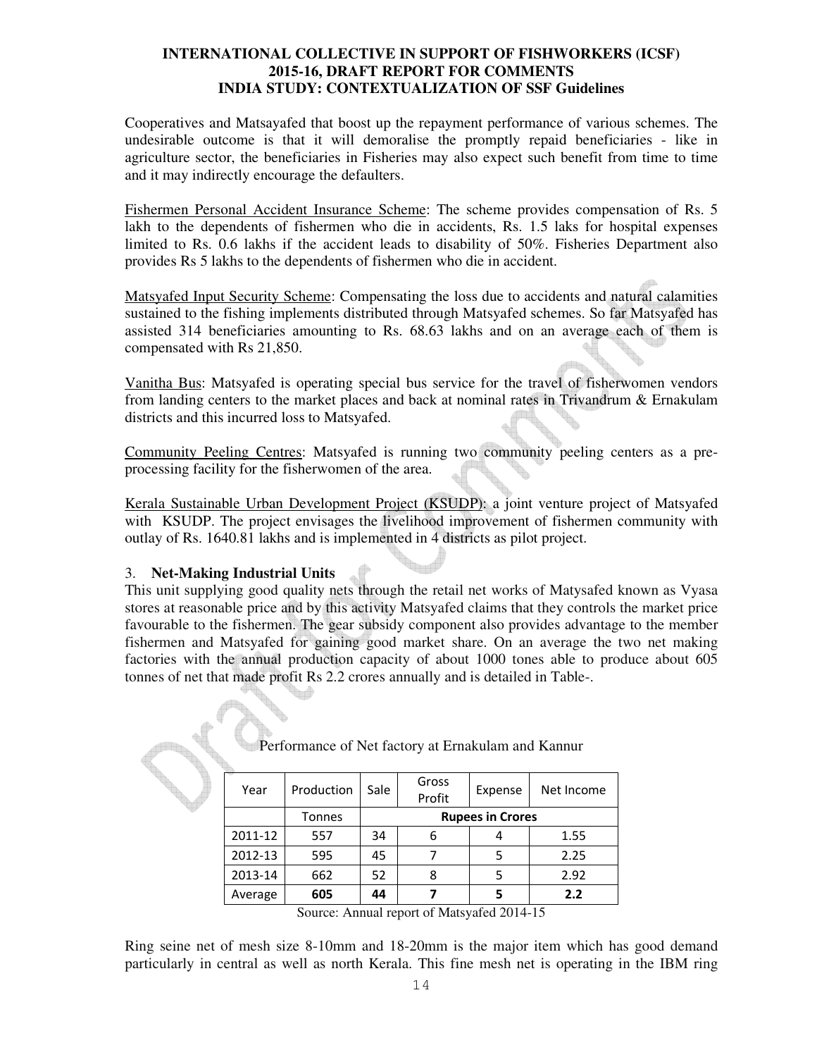Cooperatives and Matsayafed that boost up the repayment performance of various schemes. The undesirable outcome is that it will demoralise the promptly repaid beneficiaries - like in agriculture sector, the beneficiaries in Fisheries may also expect such benefit from time to time and it may indirectly encourage the defaulters.

Fishermen Personal Accident Insurance Scheme: The scheme provides compensation of Rs. 5 lakh to the dependents of fishermen who die in accidents, Rs. 1.5 laks for hospital expenses limited to Rs. 0.6 lakhs if the accident leads to disability of 50%. Fisheries Department also provides Rs 5 lakhs to the dependents of fishermen who die in accident.

Matsyafed Input Security Scheme: Compensating the loss due to accidents and natural calamities sustained to the fishing implements distributed through Matsyafed schemes. So far Matsyafed has assisted 314 beneficiaries amounting to Rs. 68.63 lakhs and on an average each of them is compensated with Rs 21,850.

Vanitha Bus: Matsyafed is operating special bus service for the travel of fisherwomen vendors from landing centers to the market places and back at nominal rates in Trivandrum & Ernakulam districts and this incurred loss to Matsyafed.

Community Peeling Centres: Matsyafed is running two community peeling centers as a pre-processing facility for the fisherwomen of the area.

Kerala Sustainable Urban Development Project (KSUDP): a joint venture project of Matsyafed with KSUDP. The project envisages the livelihood improvement of fishermen community with outlay of Rs. 1640.81 lakhs and is implemented in 4 districts as pilot project.

3. **Net-Making Industrial Units**

This unit supplying good quality nets through the retail net works of Matysafed known as Vyasa stores at reasonable price and by this activity Matsyafed claims that they controls the market price favourable to the fishermen. The gear subsidy component also provides advantage to the member fishermen and Matsyafed for gaining good market share. On an average the two net making factories with the annual production capacity of about 1000 tones able to produce about 605 tonnes of net that made profit Rs 2.2 crores annually and is detailed in Table-.

Performance of Net factory at Ernakulam and Kannur

| Year | Production | Sale | Gross Profit | Expense | Net Income |
|---|---|---|---|---|---|
| | Tonnes | **Rupees in Crores** | | | |
| 2011-12 | 557 | 34 | 6 | 4 | 1.55 |
| 2012-13 | 595 | 45 | 7 | 5 | 2.25 |
| 2013-14 | 662 | 52 | 8 | 5 | 2.92 |
| Average | **605** | **44** | **7** | **5** | **2.2** |

Source: Annual report of Matsyafed 2014-15

Ring seine net of mesh size 8-10mm and 18-20mm is the major item which has good demand particularly in central as well as north Kerala. This fine mesh net is operating in the IBM ring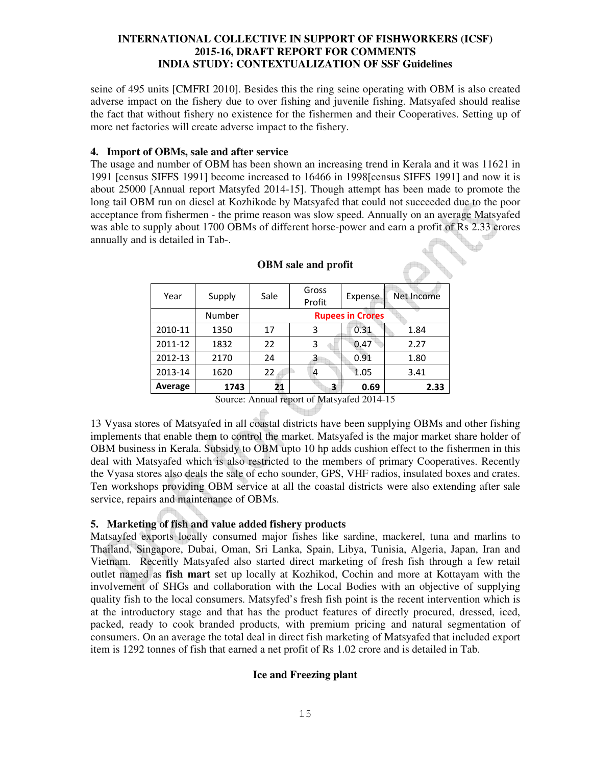seine of 495 units [CMFRI 2010]. Besides this the ring seine operating with OBM is also created adverse impact on the fishery due to over fishing and juvenile fishing. Matsyafed should realise the fact that without fishery no existence for the fishermen and their Cooperatives. Setting up of more net factories will create adverse impact to the fishery.

#### 4. Import of OBMs, sale and after service

The usage and number of OBM has been shown an increasing trend in Kerala and it was 11621 in 1991 [census SIFFS 1991] become increased to 16466 in 1998[census SIFFS 1991] and now it is about 25000 [Annual report Matsyfed 2014-15]. Though attempt has been made to promote the long tail OBM run on diesel at Kozhikode by Matsyafed that could not succeeded due to the poor acceptance from fishermen - the prime reason was slow speed. Annually on an average Matsyafed was able to supply about 1700 OBMs of different horse-power and earn a profit of Rs 2.33 crores annually and is detailed in Tab-.

**OBM sale and profit**

| Year | Supply | Sale | Gross Profit | Expense | Net Income |
|---|---|---|---|---|---|
| | Number | Rupees in Crores | | | |
| 2010-11 | 1350 | 17 | 3 | 0.31 | 1.84 |
| 2011-12 | 1832 | 22 | 3 | 0.47 | 2.27 |
| 2012-13 | 2170 | 24 | 3 | 0.91 | 1.80 |
| 2013-14 | 1620 | 22 | 4 | 1.05 | 3.41 |
| **Average** | **1743** | **21** | **3** | **0.69** | **2.33** |

Source: Annual report of Matsyafed 2014-15

13 Vyasa stores of Matsyafed in all coastal districts have been supplying OBMs and other fishing implements that enable them to control the market. Matsyafed is the major market share holder of OBM business in Kerala. Subsidy to OBM upto 10 hp adds cushion effect to the fishermen in this deal with Matsyafed which is also restricted to the members of primary Cooperatives. Recently the Vyasa stores also deals the sale of echo sounder, GPS, VHF radios, insulated boxes and crates. Ten workshops providing OBM service at all the coastal districts were also extending after sale service, repairs and maintenance of OBMs.

#### 5. Marketing of fish and value added fishery products

Matsayfed exports locally consumed major fishes like sardine, mackerel, tuna and marlins to Thailand, Singapore, Dubai, Oman, Sri Lanka, Spain, Libya, Tunisia, Algeria, Japan, Iran and Vietnam. Recently Matsyafed also started direct marketing of fresh fish through a few retail outlet named as **fish mart** set up locally at Kozhikod, Cochin and more at Kottayam with the involvement of SHGs and collaboration with the Local Bodies with an objective of supplying quality fish to the local consumers. Matsyfed's fresh fish point is the recent intervention which is at the introductory stage and that has the product features of directly procured, dressed, iced, packed, ready to cook branded products, with premium pricing and natural segmentation of consumers. On an average the total deal in direct fish marketing of Matsyafed that included export item is 1292 tonnes of fish that earned a net profit of Rs 1.02 crore and is detailed in Tab.

**Ice and Freezing plant**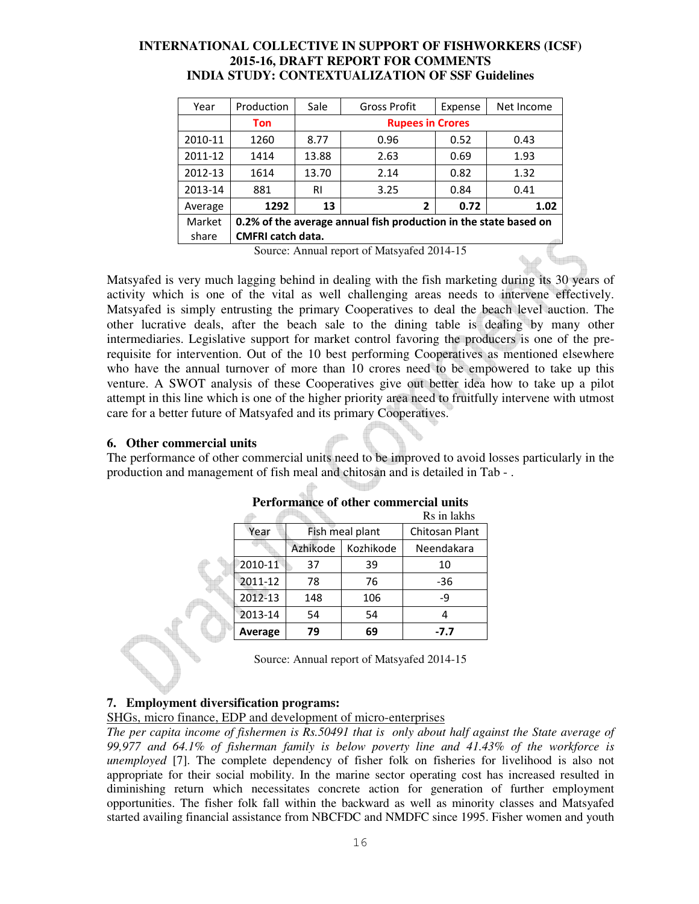| Year | Production | Sale | Gross Profit | Expense | Net Income |
|---|---|---|---|---|---|
| | Ton | Rupees in Crores | | | |
| 2010-11 | 1260 | 8.77 | 0.96 | 0.52 | 0.43 |
| 2011-12 | 1414 | 13.88 | 2.63 | 0.69 | 1.93 |
| 2012-13 | 1614 | 13.70 | 2.14 | 0.82 | 1.32 |
| 2013-14 | 881 | RI | 3.25 | 0.84 | 0.41 |
| Average | **1292** | **13** | **2** | **0.72** | **1.02** |
| Market share | **0.2% of the average annual fish production in the state based on CMFRI catch data.** | | | | |

Source: Annual report of Matsyafed 2014-15

Matsyafed is very much lagging behind in dealing with the fish marketing during its 30 years of activity which is one of the vital as well challenging areas needs to intervene effectively. Matsyafed is simply entrusting the primary Cooperatives to deal the beach level auction. The other lucrative deals, after the beach sale to the dining table is dealing by many other intermediaries. Legislative support for market control favoring the producers is one of the pre-requisite for intervention. Out of the 10 best performing Cooperatives as mentioned elsewhere who have the annual turnover of more than 10 crores need to be empowered to take up this venture. A SWOT analysis of these Cooperatives give out better idea how to take up a pilot attempt in this line which is one of the higher priority area need to fruitfully intervene with utmost care for a better future of Matsyafed and its primary Cooperatives.

### 6. Other commercial units

The performance of other commercial units need to be improved to avoid losses particularly in the production and management of fish meal and chitosan and is detailed in Tab - .

**Performance of other commercial units**

Rs in lakhs

| Year | Fish meal plant | | Chitosan Plant |
|---|---|---|---|
| | Azhikode | Kozhikode | Neendakara |
| 2010-11 | 37 | 39 | 10 |
| 2011-12 | 78 | 76 | -36 |
| 2012-13 | 148 | 106 | -9 |
| 2013-14 | 54 | 54 | 4 |
| **Average** | **79** | **69** | **-7.7** |

Source: Annual report of Matsyafed 2014-15

### 7. Employment diversification programs:

<u>SHGs, micro finance, EDP and development of micro-enterprises</u>

*The per capita income of fishermen is Rs.50491 that is only about half against the State average of 99,977 and 64.1% of fisherman family is below poverty line and 41.43% of the workforce is unemployed* [7]. The complete dependency of fisher folk on fisheries for livelihood is also not appropriate for their social mobility. In the marine sector operating cost has increased resulted in diminishing return which necessitates concrete action for generation of further employment opportunities. The fisher folk fall within the backward as well as minority classes and Matsyafed started availing financial assistance from NBCFDC and NMDFC since 1995. Fisher women and youth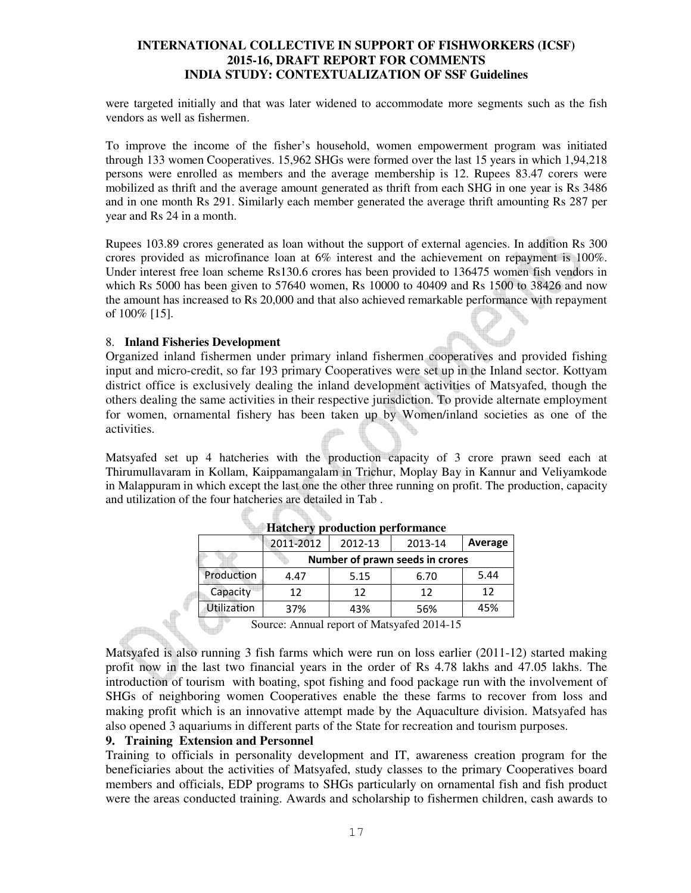were targeted initially and that was later widened to accommodate more segments such as the fish vendors as well as fishermen.

To improve the income of the fisher's household, women empowerment program was initiated through 133 women Cooperatives. 15,962 SHGs were formed over the last 15 years in which 1,94,218 persons were enrolled as members and the average membership is 12. Rupees 83.47 corers were mobilized as thrift and the average amount generated as thrift from each SHG in one year is Rs 3486 and in one month Rs 291. Similarly each member generated the average thrift amounting Rs 287 per year and Rs 24 in a month.

Rupees 103.89 crores generated as loan without the support of external agencies. In addition Rs 300 crores provided as microfinance loan at 6% interest and the achievement on repayment is 100%. Under interest free loan scheme Rs130.6 crores has been provided to 136475 women fish vendors in which Rs 5000 has been given to 57640 women, Rs 10000 to 40409 and Rs 1500 to 38426 and now the amount has increased to Rs 20,000 and that also achieved remarkable performance with repayment of 100% [15].

8. **Inland Fisheries Development**

Organized inland fishermen under primary inland fishermen cooperatives and provided fishing input and micro-credit, so far 193 primary Cooperatives were set up in the Inland sector. Kottyam district office is exclusively dealing the inland development activities of Matsyafed, though the others dealing the same activities in their respective jurisdiction. To provide alternate employment for women, ornamental fishery has been taken up by Women/inland societies as one of the activities.

Matsyafed set up 4 hatcheries with the production capacity of 3 crore prawn seed each at Thirumullavaram in Kollam, Kaippamangalam in Trichur, Moplay Bay in Kannur and Veliyamkode in Malappuram in which except the last one the other three running on profit. The production, capacity and utilization of the four hatcheries are detailed in Tab .

**Hatchery production performance**

| | 2011-2012 | 2012-13 | 2013-14 | **Average** |
|---|---|---|---|---|
| | **Number of prawn seeds in crores** | | | |
| Production | 4.47 | 5.15 | 6.70 | 5.44 |
| Capacity | 12 | 12 | 12 | 12 |
| Utilization | 37% | 43% | 56% | 45% |

Source: Annual report of Matsyafed 2014-15

Matsyafed is also running 3 fish farms which were run on loss earlier (2011-12) started making profit now in the last two financial years in the order of Rs 4.78 lakhs and 47.05 lakhs. The introduction of tourism with boating, spot fishing and food package run with the involvement of SHGs of neighboring women Cooperatives enable the these farms to recover from loss and making profit which is an innovative attempt made by the Aquaculture division. Matsyafed has also opened 3 aquariums in different parts of the State for recreation and tourism purposes.

**9. Training Extension and Personnel**

Training to officials in personality development and IT, awareness creation program for the beneficiaries about the activities of Matsyafed, study classes to the primary Cooperatives board members and officials, EDP programs to SHGs particularly on ornamental fish and fish product were the areas conducted training. Awards and scholarship to fishermen children, cash awards to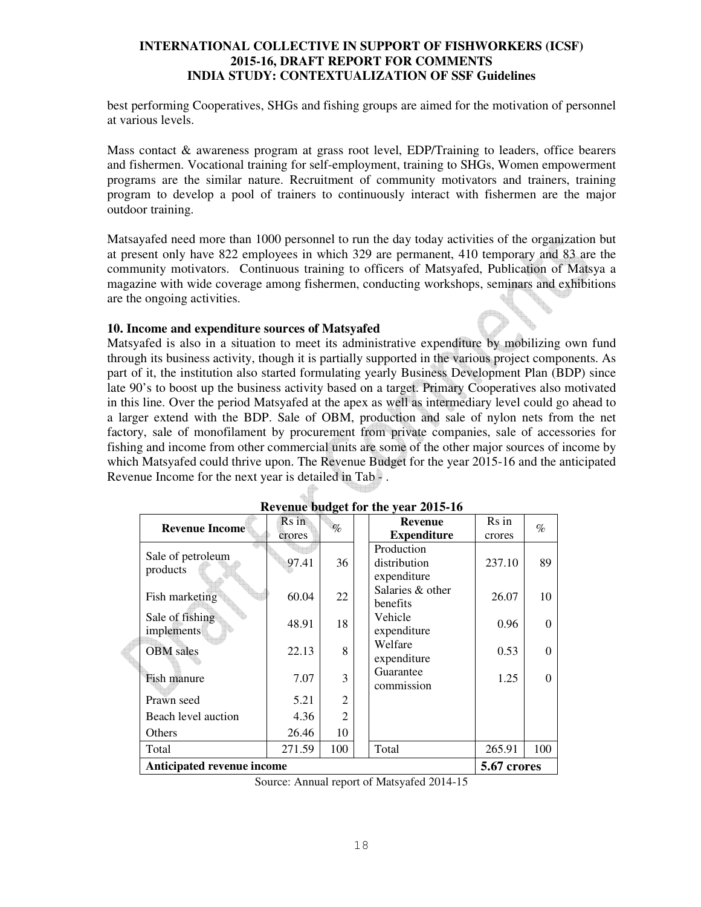best performing Cooperatives, SHGs and fishing groups are aimed for the motivation of personnel at various levels.

Mass contact & awareness program at grass root level, EDP/Training to leaders, office bearers and fishermen. Vocational training for self-employment, training to SHGs, Women empowerment programs are the similar nature. Recruitment of community motivators and trainers, training program to develop a pool of trainers to continuously interact with fishermen are the major outdoor training.

Matsayafed need more than 1000 personnel to run the day today activities of the organization but at present only have 822 employees in which 329 are permanent, 410 temporary and 83 are the community motivators. Continuous training to officers of Matsyafed, Publication of Matsya a magazine with wide coverage among fishermen, conducting workshops, seminars and exhibitions are the ongoing activities.

**10. Income and expenditure sources of Matsyafed**

Matsyafed is also in a situation to meet its administrative expenditure by mobilizing own fund through its business activity, though it is partially supported in the various project components. As part of it, the institution also started formulating yearly Business Development Plan (BDP) since late 90's to boost up the business activity based on a target. Primary Cooperatives also motivated in this line. Over the period Matsyafed at the apex as well as intermediary level could go ahead to a larger extend with the BDP. Sale of OBM, production and sale of nylon nets from the net factory, sale of monofilament by procurement from private companies, sale of accessories for fishing and income from other commercial units are some of the other major sources of income by which Matsyafed could thrive upon. The Revenue Budget for the year 2015-16 and the anticipated Revenue Income for the next year is detailed in Tab - .

**Revenue budget for the year 2015-16**

| Revenue Income | Rs in crores | % | | Revenue Expenditure | Rs in crores | % |
|---|---|---|---|---|---|---|
| Sale of petroleum products | 97.41 | 36 | | Production distribution expenditure | 237.10 | 89 |
| Fish marketing | 60.04 | 22 | | Salaries & other benefits | 26.07 | 10 |
| Sale of fishing implements | 48.91 | 18 | | Vehicle expenditure | 0.96 | 0 |
| OBM sales | 22.13 | 8 | | Welfare expenditure | 0.53 | 0 |
| Fish manure | 7.07 | 3 | | Guarantee commission | 1.25 | 0 |
| Prawn seed | 5.21 | 2 | | | | |
| Beach level auction | 4.36 | 2 | | | | |
| Others | 26.46 | 10 | | | | |
| Total | 271.59 | 100 | | Total | 265.91 | 100 |
| **Anticipated revenue income** | | | | | **5.67 crores** | |

Source: Annual report of Matsyafed 2014-15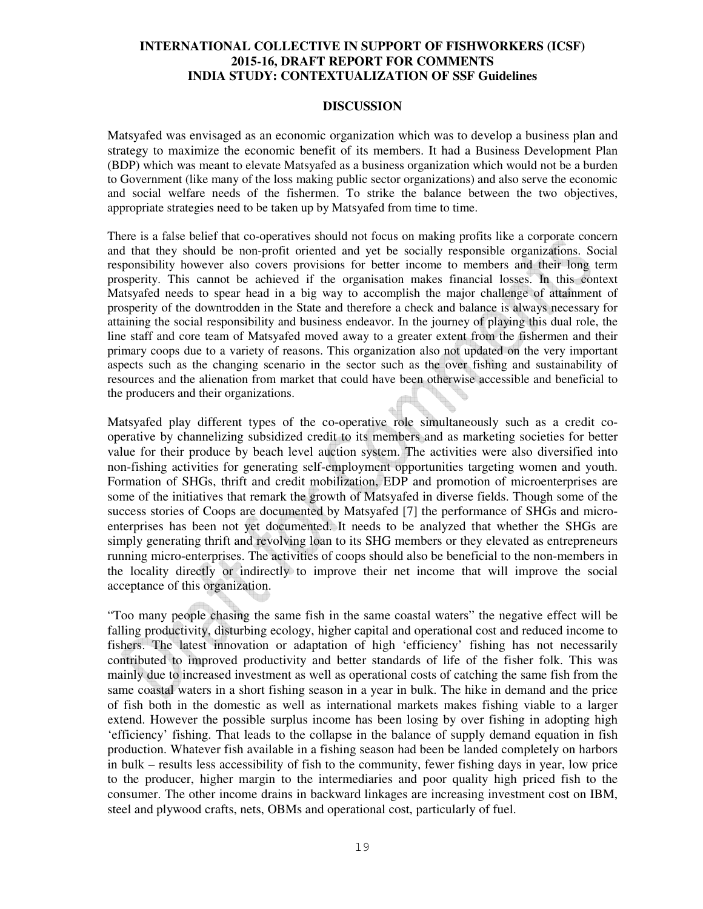## DISCUSSION

Matsyafed was envisaged as an economic organization which was to develop a business plan and strategy to maximize the economic benefit of its members. It had a Business Development Plan (BDP) which was meant to elevate Matsyafed as a business organization which would not be a burden to Government (like many of the loss making public sector organizations) and also serve the economic and social welfare needs of the fishermen. To strike the balance between the two objectives, appropriate strategies need to be taken up by Matsyafed from time to time.

There is a false belief that co-operatives should not focus on making profits like a corporate concern and that they should be non-profit oriented and yet be socially responsible organizations. Social responsibility however also covers provisions for better income to members and their long term prosperity. This cannot be achieved if the organisation makes financial losses. In this context Matsyafed needs to spear head in a big way to accomplish the major challenge of attainment of prosperity of the downtrodden in the State and therefore a check and balance is always necessary for attaining the social responsibility and business endeavor. In the journey of playing this dual role, the line staff and core team of Matsyafed moved away to a greater extent from the fishermen and their primary coops due to a variety of reasons. This organization also not updated on the very important aspects such as the changing scenario in the sector such as the over fishing and sustainability of resources and the alienation from market that could have been otherwise accessible and beneficial to the producers and their organizations.

Matsyafed play different types of the co-operative role simultaneously such as a credit co-operative by channelizing subsidized credit to its members and as marketing societies for better value for their produce by beach level auction system. The activities were also diversified into non-fishing activities for generating self-employment opportunities targeting women and youth. Formation of SHGs, thrift and credit mobilization, EDP and promotion of microenterprises are some of the initiatives that remark the growth of Matsyafed in diverse fields. Though some of the success stories of Coops are documented by Matsyafed [7] the performance of SHGs and micro-enterprises has been not yet documented. It needs to be analyzed that whether the SHGs are simply generating thrift and revolving loan to its SHG members or they elevated as entrepreneurs running micro-enterprises. The activities of coops should also be beneficial to the non-members in the locality directly or indirectly to improve their net income that will improve the social acceptance of this organization.

"Too many people chasing the same fish in the same coastal waters" the negative effect will be falling productivity, disturbing ecology, higher capital and operational cost and reduced income to fishers. The latest innovation or adaptation of high 'efficiency' fishing has not necessarily contributed to improved productivity and better standards of life of the fisher folk. This was mainly due to increased investment as well as operational costs of catching the same fish from the same coastal waters in a short fishing season in a year in bulk. The hike in demand and the price of fish both in the domestic as well as international markets makes fishing viable to a larger extend. However the possible surplus income has been losing by over fishing in adopting high 'efficiency' fishing. That leads to the collapse in the balance of supply demand equation in fish production. Whatever fish available in a fishing season had been be landed completely on harbors in bulk – results less accessibility of fish to the community, fewer fishing days in year, low price to the producer, higher margin to the intermediaries and poor quality high priced fish to the consumer. The other income drains in backward linkages are increasing investment cost on IBM, steel and plywood crafts, nets, OBMs and operational cost, particularly of fuel.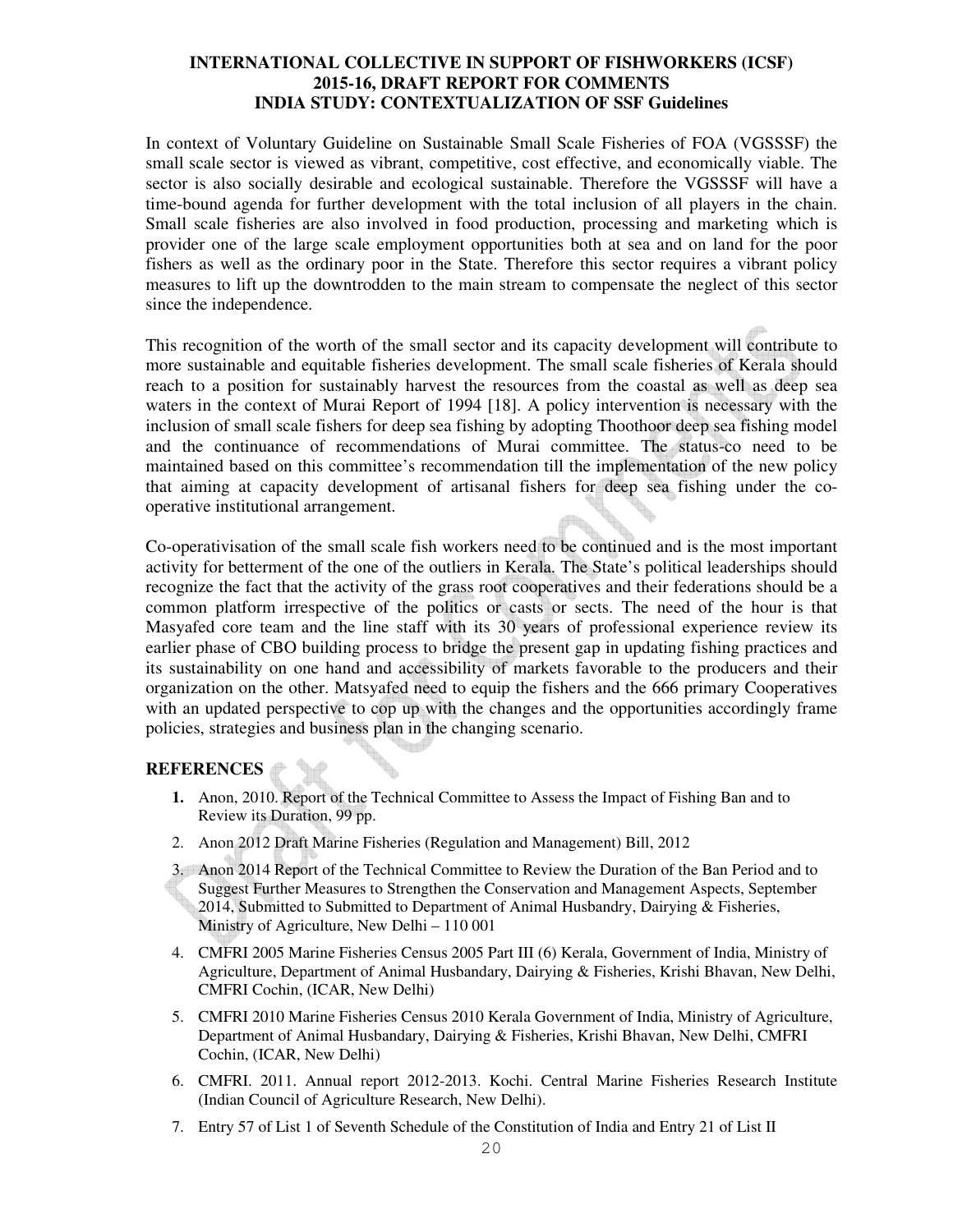**INTERNATIONAL COLLECTIVE IN SUPPORT OF FISHWORKERS (ICSF)**
**2015-16, DRAFT REPORT FOR COMMENTS**
**INDIA STUDY: CONTEXTUALIZATION OF SSF Guidelines**

In context of Voluntary Guideline on Sustainable Small Scale Fisheries of FOA (VGSSSF) the small scale sector is viewed as vibrant, competitive, cost effective, and economically viable. The sector is also socially desirable and ecological sustainable. Therefore the VGSSSF will have a time-bound agenda for further development with the total inclusion of all players in the chain. Small scale fisheries are also involved in food production, processing and marketing which is provider one of the large scale employment opportunities both at sea and on land for the poor fishers as well as the ordinary poor in the State. Therefore this sector requires a vibrant policy measures to lift up the downtrodden to the main stream to compensate the neglect of this sector since the independence.

This recognition of the worth of the small sector and its capacity development will contribute to more sustainable and equitable fisheries development. The small scale fisheries of Kerala should reach to a position for sustainably harvest the resources from the coastal as well as deep sea waters in the context of Murai Report of 1994 [18]. A policy intervention is necessary with the inclusion of small scale fishers for deep sea fishing by adopting Thoothoor deep sea fishing model and the continuance of recommendations of Murai committee. The status-co need to be maintained based on this committee's recommendation till the implementation of the new policy that aiming at capacity development of artisanal fishers for deep sea fishing under the co-operative institutional arrangement.

Co-operativisation of the small scale fish workers need to be continued and is the most important activity for betterment of the one of the outliers in Kerala. The State's political leaderships should recognize the fact that the activity of the grass root cooperatives and their federations should be a common platform irrespective of the politics or casts or sects. The need of the hour is that Masyafed core team and the line staff with its 30 years of professional experience review its earlier phase of CBO building process to bridge the present gap in updating fishing practices and its sustainability on one hand and accessibility of markets favorable to the producers and their organization on the other. Matsyafed need to equip the fishers and the 666 primary Cooperatives with an updated perspective to cop up with the changes and the opportunities accordingly frame policies, strategies and business plan in the changing scenario.

## REFERENCES

1. Anon, 2010. Report of the Technical Committee to Assess the Impact of Fishing Ban and to Review its Duration, 99 pp.
2. Anon 2012 Draft Marine Fisheries (Regulation and Management) Bill, 2012
3. Anon 2014 Report of the Technical Committee to Review the Duration of the Ban Period and to Suggest Further Measures to Strengthen the Conservation and Management Aspects, September 2014, Submitted to Submitted to Department of Animal Husbandry, Dairying & Fisheries, Ministry of Agriculture, New Delhi – 110 001
4. CMFRI 2005 Marine Fisheries Census 2005 Part III (6) Kerala, Government of India, Ministry of Agriculture, Department of Animal Husbandary, Dairying & Fisheries, Krishi Bhavan, New Delhi, CMFRI Cochin, (ICAR, New Delhi)
5. CMFRI 2010 Marine Fisheries Census 2010 Kerala Government of India, Ministry of Agriculture, Department of Animal Husbandary, Dairying & Fisheries, Krishi Bhavan, New Delhi, CMFRI Cochin, (ICAR, New Delhi)
6. CMFRI. 2011. Annual report 2012-2013. Kochi. Central Marine Fisheries Research Institute (Indian Council of Agriculture Research, New Delhi).
7. Entry 57 of List 1 of Seventh Schedule of the Constitution of India and Entry 21 of List II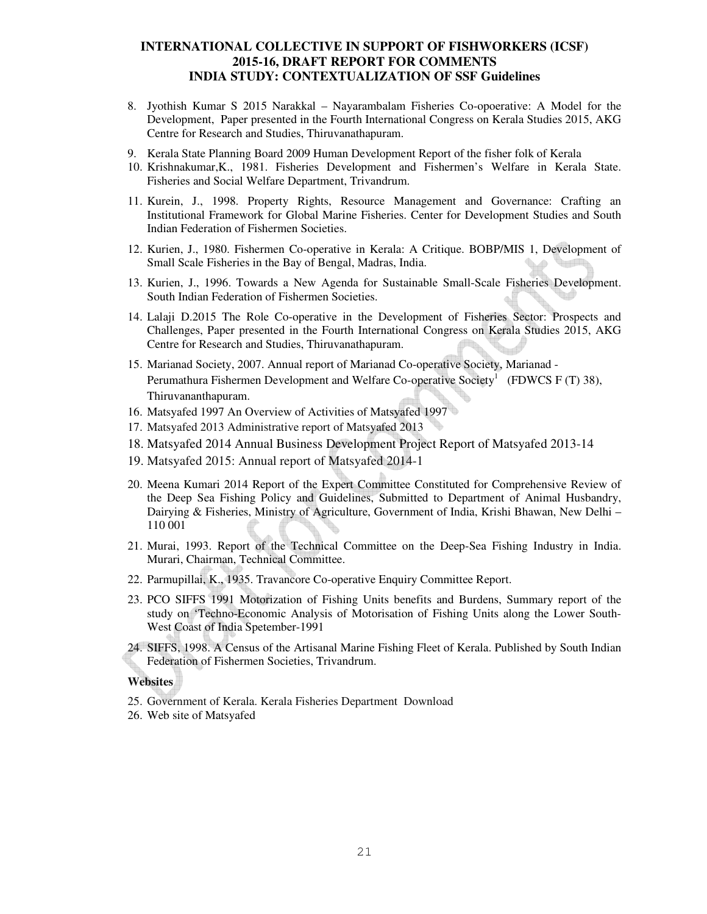8. Jyothish Kumar S 2015 Narakkal – Nayarambalam Fisheries Co-opoerative: A Model for the Development, Paper presented in the Fourth International Congress on Kerala Studies 2015, AKG Centre for Research and Studies, Thiruvanathapuram.
9. Kerala State Planning Board 2009 Human Development Report of the fisher folk of Kerala
10. Krishnakumar,K., 1981. Fisheries Development and Fishermen's Welfare in Kerala State. Fisheries and Social Welfare Department, Trivandrum.
11. Kurein, J., 1998. Property Rights, Resource Management and Governance: Crafting an Institutional Framework for Global Marine Fisheries. Center for Development Studies and South Indian Federation of Fishermen Societies.
12. Kurien, J., 1980. Fishermen Co-operative in Kerala: A Critique. BOBP/MIS 1, Development of Small Scale Fisheries in the Bay of Bengal, Madras, India.
13. Kurien, J., 1996. Towards a New Agenda for Sustainable Small-Scale Fisheries Development. South Indian Federation of Fishermen Societies.
14. Lalaji D.2015 The Role Co-operative in the Development of Fisheries Sector: Prospects and Challenges, Paper presented in the Fourth International Congress on Kerala Studies 2015, AKG Centre for Research and Studies, Thiruvanathapuram.
15. Marianad Society, 2007. Annual report of Marianad Co-operative Society, Marianad - Perumathura Fishermen Development and Welfare Co-operative Society[1] (FDWCS F (T) 38), Thiruvananthapuram.
16. Matsyafed 1997 An Overview of Activities of Matsyafed 1997
17. Matsyafed 2013 Administrative report of Matsyafed 2013
18. Matsyafed 2014 Annual Business Development Project Report of Matsyafed 2013-14
19. Matsyafed 2015: Annual report of Matsyafed 2014-1
20. Meena Kumari 2014 Report of the Expert Committee Constituted for Comprehensive Review of the Deep Sea Fishing Policy and Guidelines, Submitted to Department of Animal Husbandry, Dairying & Fisheries, Ministry of Agriculture, Government of India, Krishi Bhawan, New Delhi – 110 001
21. Murai, 1993. Report of the Technical Committee on the Deep-Sea Fishing Industry in India. Murari, Chairman, Technical Committee.
22. Parmupillai, K., 1935. Travancore Co-operative Enquiry Committee Report.
23. PCO SIFFS 1991 Motorization of Fishing Units benefits and Burdens, Summary report of the study on 'Techno-Economic Analysis of Motorisation of Fishing Units along the Lower South-West Coast of India Spetember-1991
24. SIFFS, 1998. A Census of the Artisanal Marine Fishing Fleet of Kerala. Published by South Indian Federation of Fishermen Societies, Trivandrum.

**Websites**

25. Government of Kerala. Kerala Fisheries Department Download
26. Web site of Matsyafed